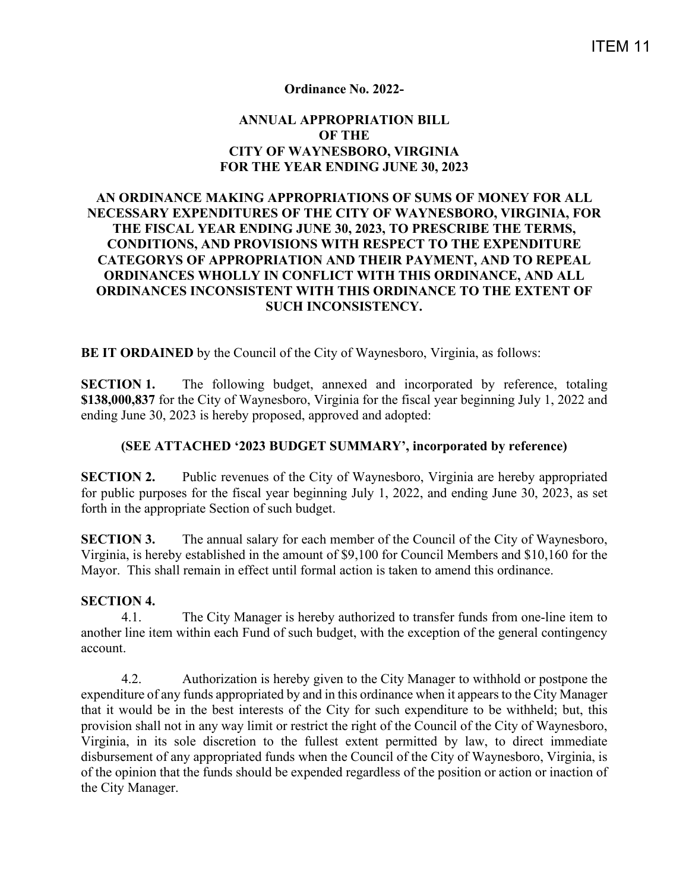ITEM 11

**Ordinance No. 2022-**

# ANNUAL APPROPRIATION BILL OF THE CITY OF WAYNESBORO, VIRGINIA FOR THE YEAR ENDING JUNE 30, 2023

**AN ORDINANCE MAKING APPROPRIATIONS OF SUMS OF MONEY FOR ALL NECESSARY EXPENDITURES OF THE CITY OF WAYNESBORO, VIRGINIA, FOR THE FISCAL YEAR ENDING JUNE 30, 2023, TO PRESCRIBE THE TERMS, CONDITIONS, AND PROVISIONS WITH RESPECT TO THE EXPENDITURE CATEGORYS OF APPROPRIATION AND THEIR PAYMENT, AND TO REPEAL ORDINANCES WHOLLY IN CONFLICT WITH THIS ORDINANCE, AND ALL ORDINANCES INCONSISTENT WITH THIS ORDINANCE TO THE EXTENT OF SUCH INCONSISTENCY.**

**BE IT ORDAINED** by the Council of the City of Waynesboro, Virginia, as follows:

**SECTION 1.** The following budget, annexed and incorporated by reference, totaling **$138,000,837** for the City of Waynesboro, Virginia for the fiscal year beginning July 1, 2022 and ending June 30, 2023 is hereby proposed, approved and adopted:

**(SEE ATTACHED '2023 BUDGET SUMMARY', incorporated by reference)**

**SECTION 2.** Public revenues of the City of Waynesboro, Virginia are hereby appropriated for public purposes for the fiscal year beginning July 1, 2022, and ending June 30, 2023, as set forth in the appropriate Section of such budget.

**SECTION 3.** The annual salary for each member of the Council of the City of Waynesboro, Virginia, is hereby established in the amount of $9,100 for Council Members and $10,160 for the Mayor. This shall remain in effect until formal action is taken to amend this ordinance.

**SECTION 4.**

4.1. The City Manager is hereby authorized to transfer funds from one-line item to another line item within each Fund of such budget, with the exception of the general contingency account.

4.2. Authorization is hereby given to the City Manager to withhold or postpone the expenditure of any funds appropriated by and in this ordinance when it appears to the City Manager that it would be in the best interests of the City for such expenditure to be withheld; but, this provision shall not in any way limit or restrict the right of the Council of the City of Waynesboro, Virginia, in its sole discretion to the fullest extent permitted by law, to direct immediate disbursement of any appropriated funds when the Council of the City of Waynesboro, Virginia, is of the opinion that the funds should be expended regardless of the position or action or inaction of the City Manager.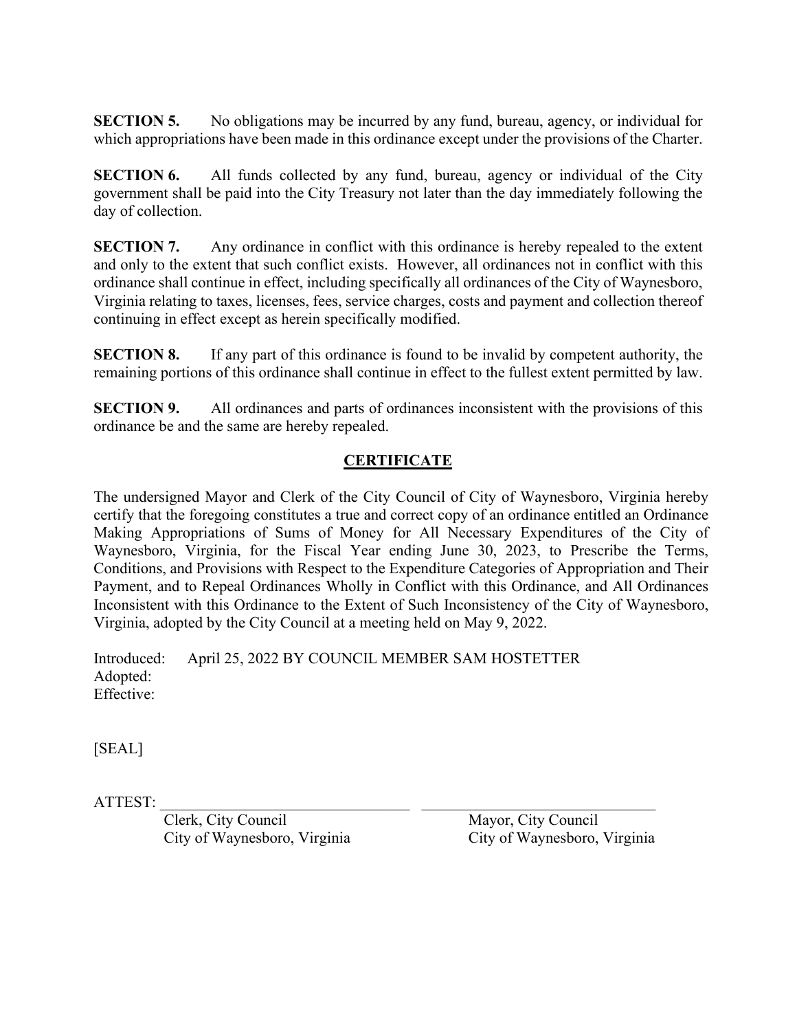**SECTION 5.** No obligations may be incurred by any fund, bureau, agency, or individual for which appropriations have been made in this ordinance except under the provisions of the Charter.

**SECTION 6.** All funds collected by any fund, bureau, agency or individual of the City government shall be paid into the City Treasury not later than the day immediately following the day of collection.

**SECTION 7.** Any ordinance in conflict with this ordinance is hereby repealed to the extent and only to the extent that such conflict exists. However, all ordinances not in conflict with this ordinance shall continue in effect, including specifically all ordinances of the City of Waynesboro, Virginia relating to taxes, licenses, fees, service charges, costs and payment and collection thereof continuing in effect except as herein specifically modified.

**SECTION 8.** If any part of this ordinance is found to be invalid by competent authority, the remaining portions of this ordinance shall continue in effect to the fullest extent permitted by law.

**SECTION 9.** All ordinances and parts of ordinances inconsistent with the provisions of this ordinance be and the same are hereby repealed.

## CERTIFICATE

The undersigned Mayor and Clerk of the City Council of City of Waynesboro, Virginia hereby certify that the foregoing constitutes a true and correct copy of an ordinance entitled an Ordinance Making Appropriations of Sums of Money for All Necessary Expenditures of the City of Waynesboro, Virginia, for the Fiscal Year ending June 30, 2023, to Prescribe the Terms, Conditions, and Provisions with Respect to the Expenditure Categories of Appropriation and Their Payment, and to Repeal Ordinances Wholly in Conflict with this Ordinance, and All Ordinances Inconsistent with this Ordinance to the Extent of Such Inconsistency of the City of Waynesboro, Virginia, adopted by the City Council at a meeting held on May 9, 2022.

Introduced: April 25, 2022 BY COUNCIL MEMBER SAM HOSTETTER
Adopted:
Effective:

[SEAL]

ATTEST: ______________________________ ______________________________

Clerk, City Council
City of Waynesboro, Virginia

Mayor, City Council
City of Waynesboro, Virginia